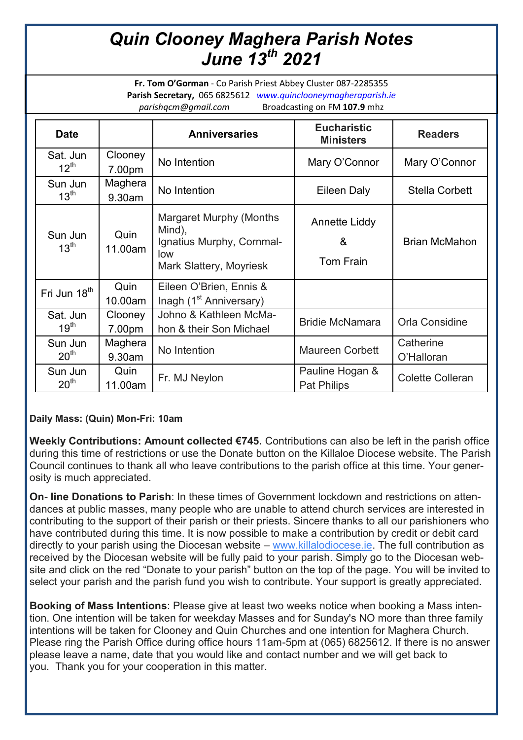# Quin Clooney Maghera Parish Notes
# June 13th 2021

**Fr. Tom O'Gorman** - Co Parish Priest Abbey Cluster 087-2285355
**Parish Secretary,** 065 6825612 *www.quinclooneymagheraparish.ie*
*parishqcm@gmail.com* Broadcasting on FM **107.9** mhz

| Date | | Anniversaries | Eucharistic Ministers | Readers |
|---|---|---|---|---|
| Sat. Jun 12th | Clooney 7.00pm | No Intention | Mary O'Connor | Mary O'Connor |
| Sun Jun 13th | Maghera 9.30am | No Intention | Eileen Daly | Stella Corbett |
| Sun Jun 13th | Quin 11.00am | Margaret Murphy (Months Mind), Ignatius Murphy, Cornmallow, Mark Slattery, Moyriesk | Annette Liddy & Tom Frain | Brian McMahon |
| Fri Jun 18th | Quin 10.00am | Eileen O'Brien, Ennis & Inagh (1st Anniversary) | | |
| Sat. Jun 19th | Clooney 7.00pm | Johno & Kathleen McMahon & their Son Michael | Bridie McNamara | Orla Considine |
| Sun Jun 20th | Maghera 9.30am | No Intention | Maureen Corbett | Catherine O'Halloran |
| Sun Jun 20th | Quin 11.00am | Fr. MJ Neylon | Pauline Hogan & Pat Philips | Colette Colleran |

**Daily Mass: (Quin) Mon-Fri: 10am**

**Weekly Contributions: Amount collected €745.** Contributions can also be left in the parish office during this time of restrictions or use the Donate button on the Killaloe Diocese website. The Parish Council continues to thank all who leave contributions to the parish office at this time. Your generosity is much appreciated.

**On- line Donations to Parish**: In these times of Government lockdown and restrictions on attendances at public masses, many people who are unable to attend church services are interested in contributing to the support of their parish or their priests. Sincere thanks to all our parishioners who have contributed during this time. It is now possible to make a contribution by credit or debit card directly to your parish using the Diocesan website – www.killalodiocese.ie. The full contribution as received by the Diocesan website will be fully paid to your parish. Simply go to the Diocesan website and click on the red "Donate to your parish" button on the top of the page. You will be invited to select your parish and the parish fund you wish to contribute. Your support is greatly appreciated.

**Booking of Mass Intentions**: Please give at least two weeks notice when booking a Mass intention. One intention will be taken for weekday Masses and for Sunday's NO more than three family intentions will be taken for Clooney and Quin Churches and one intention for Maghera Church. Please ring the Parish Office during office hours 11am-5pm at (065) 6825612. If there is no answer please leave a name, date that you would like and contact number and we will get back to you. Thank you for your cooperation in this matter.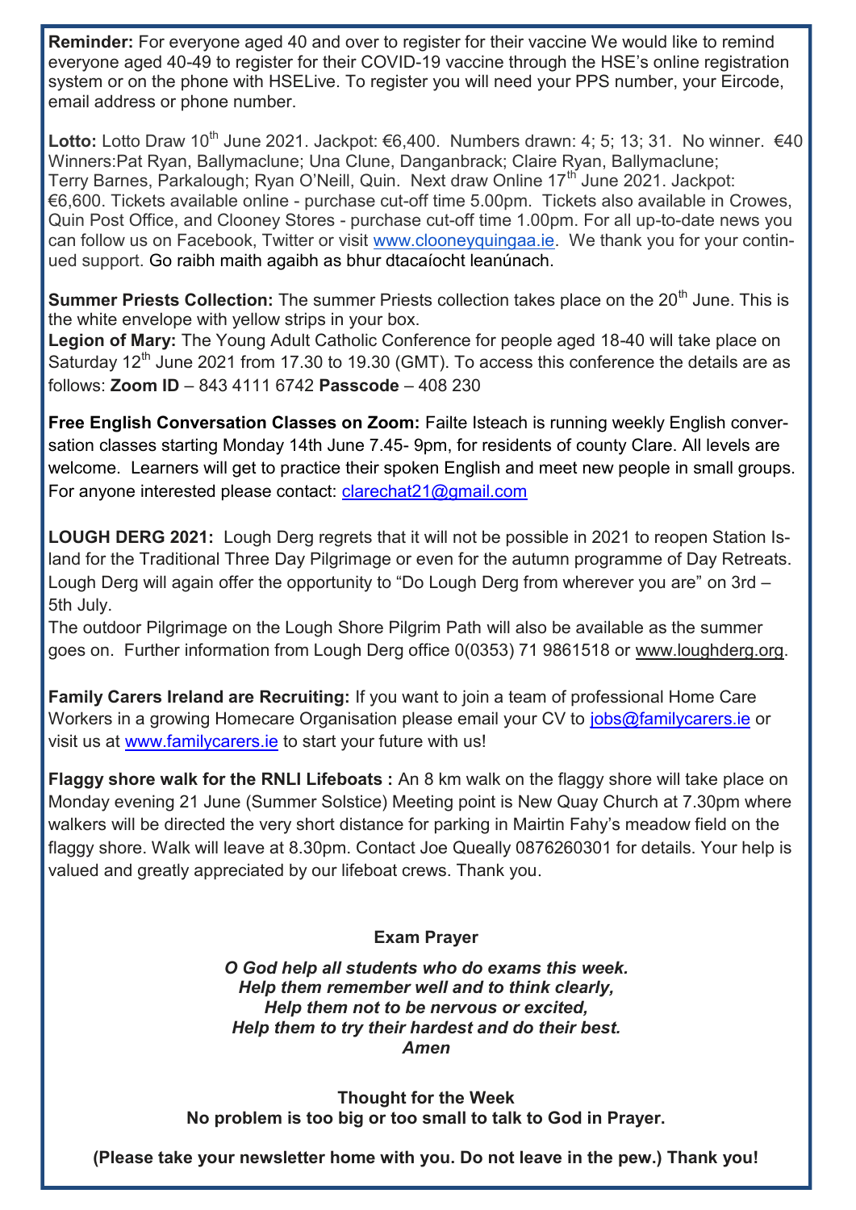**Reminder:** For everyone aged 40 and over to register for their vaccine We would like to remind everyone aged 40-49 to register for their COVID-19 vaccine through the HSE's online registration system or on the phone with HSELive. To register you will need your PPS number, your Eircode, email address or phone number.

**Lotto:** Lotto Draw 10th June 2021. Jackpot: €6,400. Numbers drawn: 4; 5; 13; 31. No winner. €40 Winners:Pat Ryan, Ballymaclune; Una Clune, Danganbrack; Claire Ryan, Ballymaclune; Terry Barnes, Parkalough; Ryan O'Neill, Quin. Next draw Online 17th June 2021. Jackpot: €6,600. Tickets available online - purchase cut-off time 5.00pm. Tickets also available in Crowes, Quin Post Office, and Clooney Stores - purchase cut-off time 1.00pm. For all up-to-date news you can follow us on Facebook, Twitter or visit www.clooneyquingaa.ie. We thank you for your continued support. Go raibh maith agaibh as bhur dtacaíocht leanúnach.

**Summer Priests Collection:** The summer Priests collection takes place on the 20th June. This is the white envelope with yellow strips in your box.

**Legion of Mary:** The Young Adult Catholic Conference for people aged 18-40 will take place on Saturday 12th June 2021 from 17.30 to 19.30 (GMT). To access this conference the details are as follows: **Zoom ID** – 843 4111 6742 **Passcode** – 408 230

**Free English Conversation Classes on Zoom:** Failte Isteach is running weekly English conversation classes starting Monday 14th June 7.45- 9pm, for residents of county Clare. All levels are welcome. Learners will get to practice their spoken English and meet new people in small groups. For anyone interested please contact: clarechat21@gmail.com

**LOUGH DERG 2021:** Lough Derg regrets that it will not be possible in 2021 to reopen Station Island for the Traditional Three Day Pilgrimage or even for the autumn programme of Day Retreats. Lough Derg will again offer the opportunity to "Do Lough Derg from wherever you are" on 3rd – 5th July.

The outdoor Pilgrimage on the Lough Shore Pilgrim Path will also be available as the summer goes on. Further information from Lough Derg office 0(0353) 71 9861518 or www.loughderg.org.

**Family Carers Ireland are Recruiting:** If you want to join a team of professional Home Care Workers in a growing Homecare Organisation please email your CV to jobs@familycarers.ie or visit us at www.familycarers.ie to start your future with us!

**Flaggy shore walk for the RNLI Lifeboats :** An 8 km walk on the flaggy shore will take place on Monday evening 21 June (Summer Solstice) Meeting point is New Quay Church at 7.30pm where walkers will be directed the very short distance for parking in Mairtin Fahy's meadow field on the flaggy shore. Walk will leave at 8.30pm. Contact Joe Queally 0876260301 for details. Your help is valued and greatly appreciated by our lifeboat crews. Thank you.

**Exam Prayer**

***O God help all students who do exams this week.***
***Help them remember well and to think clearly,***
***Help them not to be nervous or excited,***
***Help them to try their hardest and do their best.***
***Amen***

**Thought for the Week**
**No problem is too big or too small to talk to God in Prayer.**

**(Please take your newsletter home with you. Do not leave in the pew.) Thank you!**